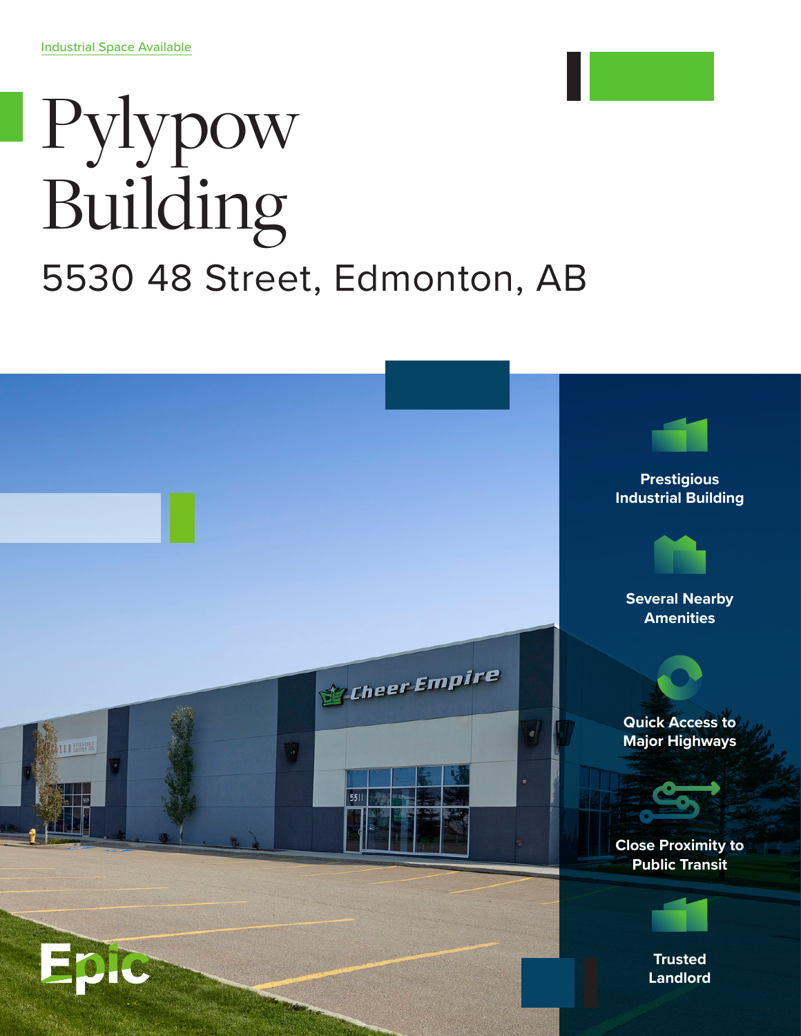Industrial Space Available

# Pylypow Building

## 5530 48 Street, Edmonton, AB

**Prestigious Industrial Building**

**Several Nearby Amenities**

**Quick Access to Major Highways**

**Close Proximity to Public Transit**

**Trusted Landlord**

Epic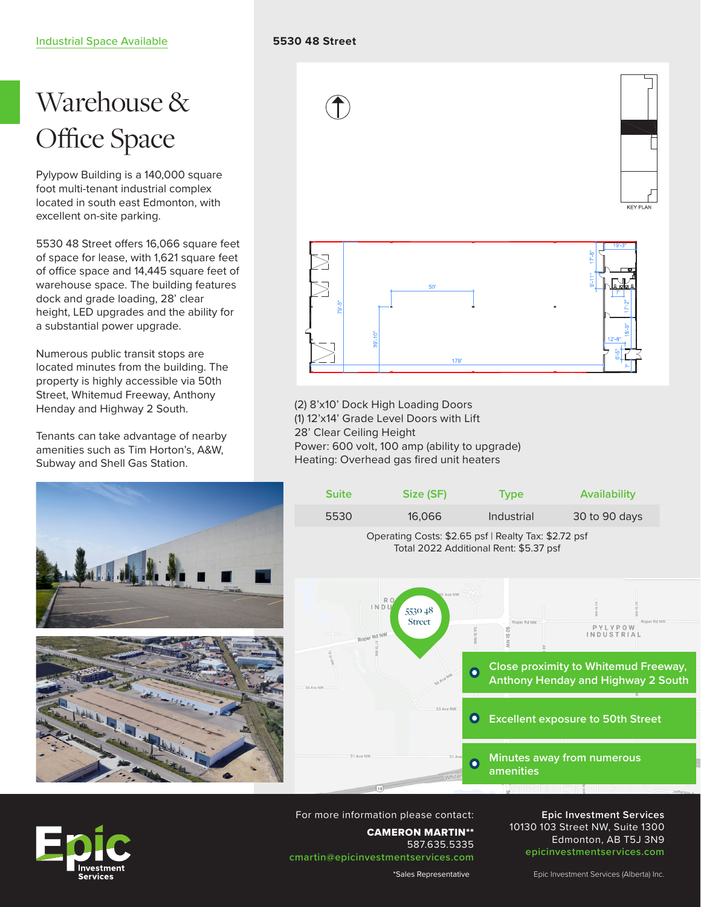Industrial Space Available

# Warehouse & Office Space

Pylypow Building is a 140,000 square foot multi-tenant industrial complex located in south east Edmonton, with excellent on-site parking.

5530 48 Street offers 16,066 square feet of space for lease, with 1,621 square feet of office space and 14,445 square feet of warehouse space. The building features dock and grade loading, 28' clear height, LED upgrades and the ability for a substantial power upgrade.

Numerous public transit stops are located minutes from the building. The property is highly accessible via 50th Street, Whitemud Freeway, Anthony Henday and Highway 2 South.

Tenants can take advantage of nearby amenities such as Tim Horton's, A&W, Subway and Shell Gas Station.

## 5530 48 Street

KEY PLAN

50'
79'-5"
39'-10"
179'
19'-3"
17'-9"
9'-11"
7'
17'-2"
16'-9"
12'-8"
6'-5"
7'

(2) 8'x10' Dock High Loading Doors
(1) 12'x14' Grade Level Doors with Lift
28' Clear Ceiling Height
Power: 600 volt, 100 amp (ability to upgrade)
Heating: Overhead gas fired unit heaters

| Suite | Size (SF) | Type | Availability |
|---|---|---|---|
| 5530 | 16,066 | Industrial | 30 to 90 days |

Operating Costs: $2.65 psf | Realty Tax: $2.72 psf
Total 2022 Additional Rent: $5.37 psf

5530 48 Street

PYLYPOW INDUSTRIAL

- Close proximity to Whitemud Freeway, Anthony Henday and Highway 2 South
- Excellent exposure to 50th Street
- Minutes away from numerous amenities

For more information please contact:

**CAMERON MARTIN****
587.635.5335
cmartin@epicinvestmentservices.com

*Sales Representative

**Epic Investment Services**
10130 103 Street NW, Suite 1300
Edmonton, AB T5J 3N9
epicinvestmentservices.com

Epic Investment Services (Alberta) Inc.